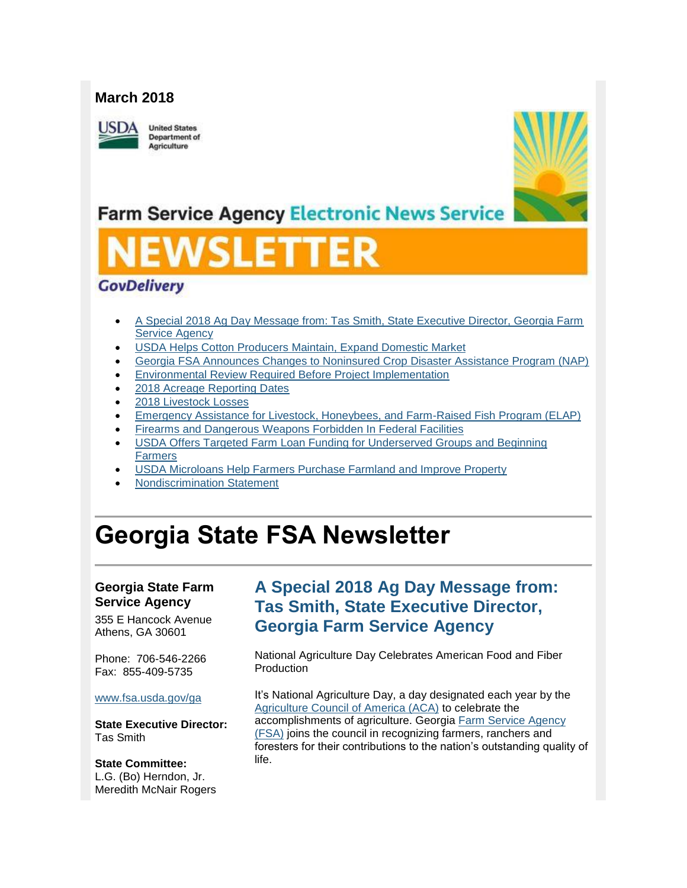**March 2018**

United States Department of Agriculture

Farm Service Agency Electronic News Service

# NEWSLETTER

GovDelivery

- A Special 2018 Ag Day Message from: Tas Smith, State Executive Director, Georgia Farm Service Agency
- USDA Helps Cotton Producers Maintain, Expand Domestic Market
- Georgia FSA Announces Changes to Noninsured Crop Disaster Assistance Program (NAP)
- Environmental Review Required Before Project Implementation
- 2018 Acreage Reporting Dates
- 2018 Livestock Losses
- Emergency Assistance for Livestock, Honeybees, and Farm-Raised Fish Program (ELAP)
- Firearms and Dangerous Weapons Forbidden In Federal Facilities
- USDA Offers Targeted Farm Loan Funding for Underserved Groups and Beginning Farmers
- USDA Microloans Help Farmers Purchase Farmland and Improve Property
- Nondiscrimination Statement

# Georgia State FSA Newsletter

**Georgia State Farm Service Agency**

355 E Hancock Avenue
Athens, GA 30601

Phone: 706-546-2266
Fax: 855-409-5735

www.fsa.usda.gov/ga

**State Executive Director:**
Tas Smith

**State Committee:**
L.G. (Bo) Herndon, Jr.
Meredith McNair Rogers

## A Special 2018 Ag Day Message from: Tas Smith, State Executive Director, Georgia Farm Service Agency

National Agriculture Day Celebrates American Food and Fiber Production

It's National Agriculture Day, a day designated each year by the Agriculture Council of America (ACA) to celebrate the accomplishments of agriculture. Georgia Farm Service Agency (FSA) joins the council in recognizing farmers, ranchers and foresters for their contributions to the nation's outstanding quality of life.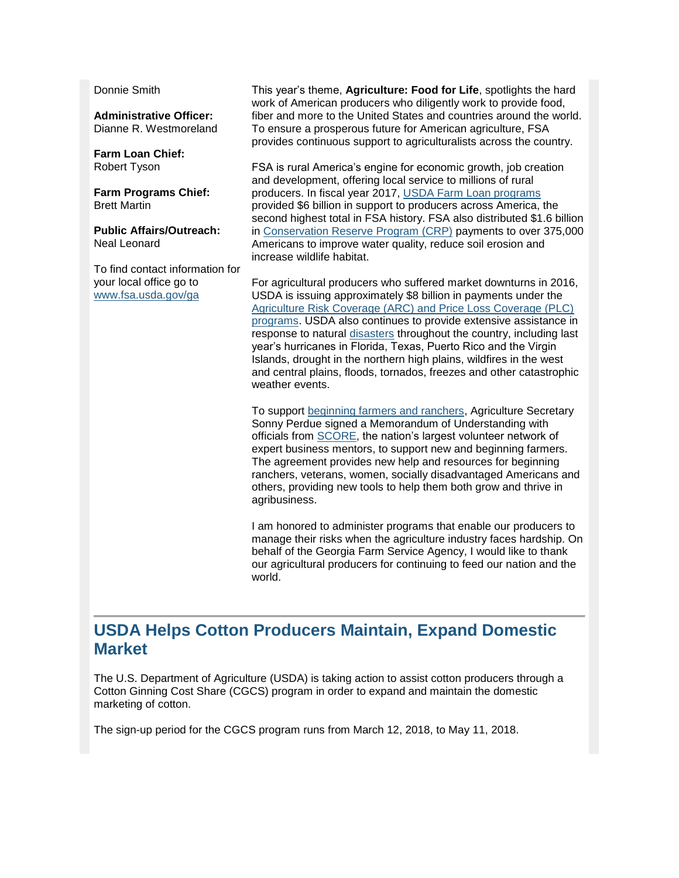Donnie Smith

**Administrative Officer:**
Dianne R. Westmoreland

**Farm Loan Chief:**
Robert Tyson

**Farm Programs Chief:**
Brett Martin

**Public Affairs/Outreach:**
Neal Leonard

To find contact information for your local office go to www.fsa.usda.gov/ga

This year's theme, **Agriculture: Food for Life**, spotlights the hard work of American producers who diligently work to provide food, fiber and more to the United States and countries around the world. To ensure a prosperous future for American agriculture, FSA provides continuous support to agriculturalists across the country.

FSA is rural America's engine for economic growth, job creation and development, offering local service to millions of rural producers. In fiscal year 2017, USDA Farm Loan programs provided $6 billion in support to producers across America, the second highest total in FSA history. FSA also distributed $1.6 billion in Conservation Reserve Program (CRP) payments to over 375,000 Americans to improve water quality, reduce soil erosion and increase wildlife habitat.

For agricultural producers who suffered market downturns in 2016, USDA is issuing approximately $8 billion in payments under the Agriculture Risk Coverage (ARC) and Price Loss Coverage (PLC) programs. USDA also continues to provide extensive assistance in response to natural disasters throughout the country, including last year's hurricanes in Florida, Texas, Puerto Rico and the Virgin Islands, drought in the northern high plains, wildfires in the west and central plains, floods, tornados, freezes and other catastrophic weather events.

To support beginning farmers and ranchers, Agriculture Secretary Sonny Perdue signed a Memorandum of Understanding with officials from SCORE, the nation's largest volunteer network of expert business mentors, to support new and beginning farmers. The agreement provides new help and resources for beginning ranchers, veterans, women, socially disadvantaged Americans and others, providing new tools to help them both grow and thrive in agribusiness.

I am honored to administer programs that enable our producers to manage their risks when the agriculture industry faces hardship. On behalf of the Georgia Farm Service Agency, I would like to thank our agricultural producers for continuing to feed our nation and the world.

## USDA Helps Cotton Producers Maintain, Expand Domestic Market

The U.S. Department of Agriculture (USDA) is taking action to assist cotton producers through a Cotton Ginning Cost Share (CGCS) program in order to expand and maintain the domestic marketing of cotton.

The sign-up period for the CGCS program runs from March 12, 2018, to May 11, 2018.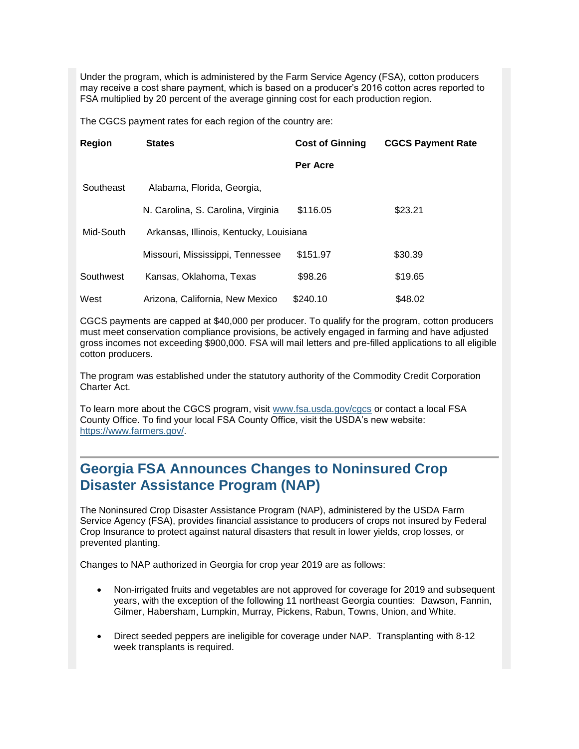Under the program, which is administered by the Farm Service Agency (FSA), cotton producers may receive a cost share payment, which is based on a producer's 2016 cotton acres reported to FSA multiplied by 20 percent of the average ginning cost for each production region.

The CGCS payment rates for each region of the country are:

| Region | States | Cost of Ginning Per Acre | CGCS Payment Rate |
|---|---|---|---|
| Southeast | Alabama, Florida, Georgia, N. Carolina, S. Carolina, Virginia | $116.05 | $23.21 |
| Mid-South | Arkansas, Illinois, Kentucky, Louisiana Missouri, Mississippi, Tennessee | $151.97 | $30.39 |
| Southwest | Kansas, Oklahoma, Texas | $98.26 | $19.65 |
| West | Arizona, California, New Mexico | $240.10 | $48.02 |

CGCS payments are capped at $40,000 per producer. To qualify for the program, cotton producers must meet conservation compliance provisions, be actively engaged in farming and have adjusted gross incomes not exceeding $900,000. FSA will mail letters and pre-filled applications to all eligible cotton producers.

The program was established under the statutory authority of the Commodity Credit Corporation Charter Act.

To learn more about the CGCS program, visit [www.fsa.usda.gov/cgcs](http://www.fsa.usda.gov/cgcs) or contact a local FSA County Office. To find your local FSA County Office, visit the USDA's new website: [https://www.farmers.gov/](https://www.farmers.gov/).

## Georgia FSA Announces Changes to Noninsured Crop Disaster Assistance Program (NAP)

The Noninsured Crop Disaster Assistance Program (NAP), administered by the USDA Farm Service Agency (FSA), provides financial assistance to producers of crops not insured by Federal Crop Insurance to protect against natural disasters that result in lower yields, crop losses, or prevented planting.

Changes to NAP authorized in Georgia for crop year 2019 are as follows:

- Non-irrigated fruits and vegetables are not approved for coverage for 2019 and subsequent years, with the exception of the following 11 northeast Georgia counties: Dawson, Fannin, Gilmer, Habersham, Lumpkin, Murray, Pickens, Rabun, Towns, Union, and White.
- Direct seeded peppers are ineligible for coverage under NAP. Transplanting with 8-12 week transplants is required.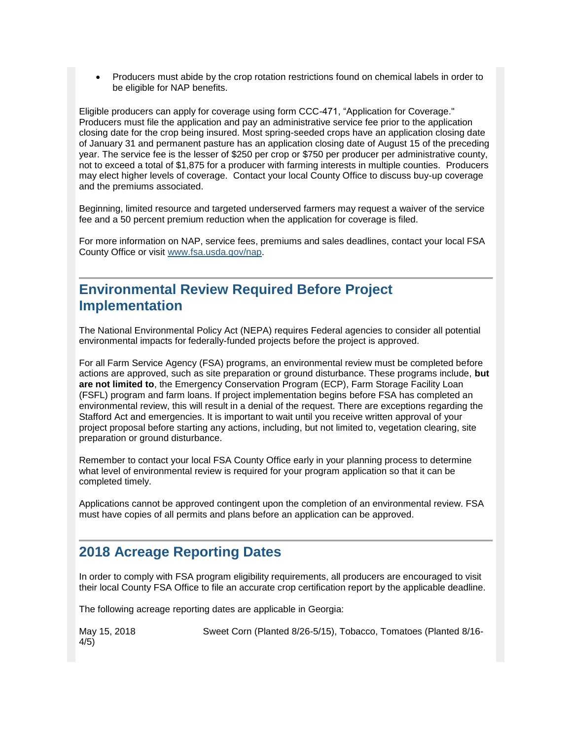- Producers must abide by the crop rotation restrictions found on chemical labels in order to be eligible for NAP benefits.

Eligible producers can apply for coverage using form CCC-471, “Application for Coverage." Producers must file the application and pay an administrative service fee prior to the application closing date for the crop being insured. Most spring-seeded crops have an application closing date of January 31 and permanent pasture has an application closing date of August 15 of the preceding year. The service fee is the lesser of $250 per crop or $750 per producer per administrative county, not to exceed a total of $1,875 for a producer with farming interests in multiple counties. Producers may elect higher levels of coverage. Contact your local County Office to discuss buy-up coverage and the premiums associated.

Beginning, limited resource and targeted underserved farmers may request a waiver of the service fee and a 50 percent premium reduction when the application for coverage is filed.

For more information on NAP, service fees, premiums and sales deadlines, contact your local FSA County Office or visit [www.fsa.usda.gov/nap](www.fsa.usda.gov/nap).

## Environmental Review Required Before Project Implementation

The National Environmental Policy Act (NEPA) requires Federal agencies to consider all potential environmental impacts for federally-funded projects before the project is approved.

For all Farm Service Agency (FSA) programs, an environmental review must be completed before actions are approved, such as site preparation or ground disturbance. These programs include, **but are not limited to**, the Emergency Conservation Program (ECP), Farm Storage Facility Loan (FSFL) program and farm loans. If project implementation begins before FSA has completed an environmental review, this will result in a denial of the request. There are exceptions regarding the Stafford Act and emergencies. It is important to wait until you receive written approval of your project proposal before starting any actions, including, but not limited to, vegetation clearing, site preparation or ground disturbance.

Remember to contact your local FSA County Office early in your planning process to determine what level of environmental review is required for your program application so that it can be completed timely.

Applications cannot be approved contingent upon the completion of an environmental review. FSA must have copies of all permits and plans before an application can be approved.

## 2018 Acreage Reporting Dates

In order to comply with FSA program eligibility requirements, all producers are encouraged to visit their local County FSA Office to file an accurate crop certification report by the applicable deadline.

The following acreage reporting dates are applicable in Georgia:

May 15, 2018 — Sweet Corn (Planted 8/26-5/15), Tobacco, Tomatoes (Planted 8/16-4/5)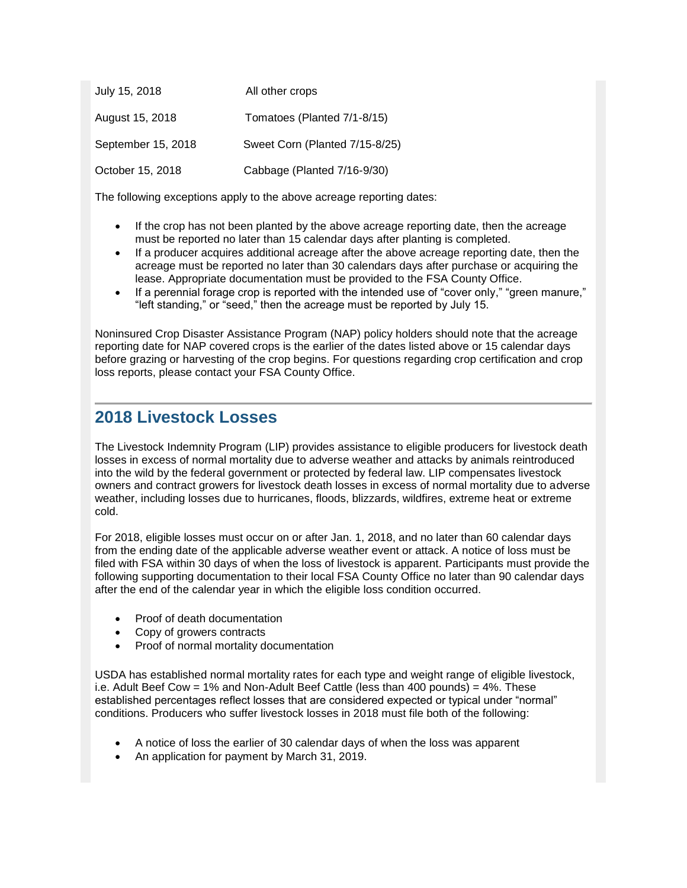| | |
|---|---|
| July 15, 2018 | All other crops |
| August 15, 2018 | Tomatoes (Planted 7/1-8/15) |
| September 15, 2018 | Sweet Corn (Planted 7/15-8/25) |
| October 15, 2018 | Cabbage (Planted 7/16-9/30) |

The following exceptions apply to the above acreage reporting dates:

- If the crop has not been planted by the above acreage reporting date, then the acreage must be reported no later than 15 calendar days after planting is completed.
- If a producer acquires additional acreage after the above acreage reporting date, then the acreage must be reported no later than 30 calendars days after purchase or acquiring the lease. Appropriate documentation must be provided to the FSA County Office.
- If a perennial forage crop is reported with the intended use of "cover only," "green manure," "left standing," or "seed," then the acreage must be reported by July 15.

Noninsured Crop Disaster Assistance Program (NAP) policy holders should note that the acreage reporting date for NAP covered crops is the earlier of the dates listed above or 15 calendar days before grazing or harvesting of the crop begins. For questions regarding crop certification and crop loss reports, please contact your FSA County Office.

## 2018 Livestock Losses

The Livestock Indemnity Program (LIP) provides assistance to eligible producers for livestock death losses in excess of normal mortality due to adverse weather and attacks by animals reintroduced into the wild by the federal government or protected by federal law. LIP compensates livestock owners and contract growers for livestock death losses in excess of normal mortality due to adverse weather, including losses due to hurricanes, floods, blizzards, wildfires, extreme heat or extreme cold.

For 2018, eligible losses must occur on or after Jan. 1, 2018, and no later than 60 calendar days from the ending date of the applicable adverse weather event or attack. A notice of loss must be filed with FSA within 30 days of when the loss of livestock is apparent. Participants must provide the following supporting documentation to their local FSA County Office no later than 90 calendar days after the end of the calendar year in which the eligible loss condition occurred.

- Proof of death documentation
- Copy of growers contracts
- Proof of normal mortality documentation

USDA has established normal mortality rates for each type and weight range of eligible livestock, i.e. Adult Beef Cow = 1% and Non-Adult Beef Cattle (less than 400 pounds) = 4%. These established percentages reflect losses that are considered expected or typical under "normal" conditions. Producers who suffer livestock losses in 2018 must file both of the following:

- A notice of loss the earlier of 30 calendar days of when the loss was apparent
- An application for payment by March 31, 2019.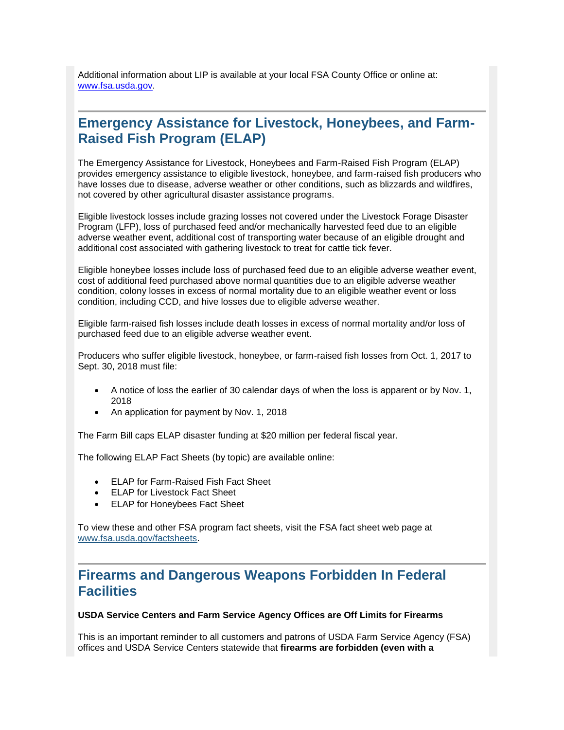Additional information about LIP is available at your local FSA County Office or online at: [www.fsa.usda.gov](http://www.fsa.usda.gov).

## Emergency Assistance for Livestock, Honeybees, and Farm-Raised Fish Program (ELAP)

The Emergency Assistance for Livestock, Honeybees and Farm-Raised Fish Program (ELAP) provides emergency assistance to eligible livestock, honeybee, and farm-raised fish producers who have losses due to disease, adverse weather or other conditions, such as blizzards and wildfires, not covered by other agricultural disaster assistance programs.

Eligible livestock losses include grazing losses not covered under the Livestock Forage Disaster Program (LFP), loss of purchased feed and/or mechanically harvested feed due to an eligible adverse weather event, additional cost of transporting water because of an eligible drought and additional cost associated with gathering livestock to treat for cattle tick fever.

Eligible honeybee losses include loss of purchased feed due to an eligible adverse weather event, cost of additional feed purchased above normal quantities due to an eligible adverse weather condition, colony losses in excess of normal mortality due to an eligible weather event or loss condition, including CCD, and hive losses due to eligible adverse weather.

Eligible farm-raised fish losses include death losses in excess of normal mortality and/or loss of purchased feed due to an eligible adverse weather event.

Producers who suffer eligible livestock, honeybee, or farm-raised fish losses from Oct. 1, 2017 to Sept. 30, 2018 must file:

- A notice of loss the earlier of 30 calendar days of when the loss is apparent or by Nov. 1, 2018
- An application for payment by Nov. 1, 2018

The Farm Bill caps ELAP disaster funding at $20 million per federal fiscal year.

The following ELAP Fact Sheets (by topic) are available online:

- ELAP for Farm-Raised Fish Fact Sheet
- ELAP for Livestock Fact Sheet
- ELAP for Honeybees Fact Sheet

To view these and other FSA program fact sheets, visit the FSA fact sheet web page at [www.fsa.usda.gov/factsheets](http://www.fsa.usda.gov/factsheets).

## Firearms and Dangerous Weapons Forbidden In Federal Facilities

**USDA Service Centers and Farm Service Agency Offices are Off Limits for Firearms**

This is an important reminder to all customers and patrons of USDA Farm Service Agency (FSA) offices and USDA Service Centers statewide that **firearms are forbidden (even with a**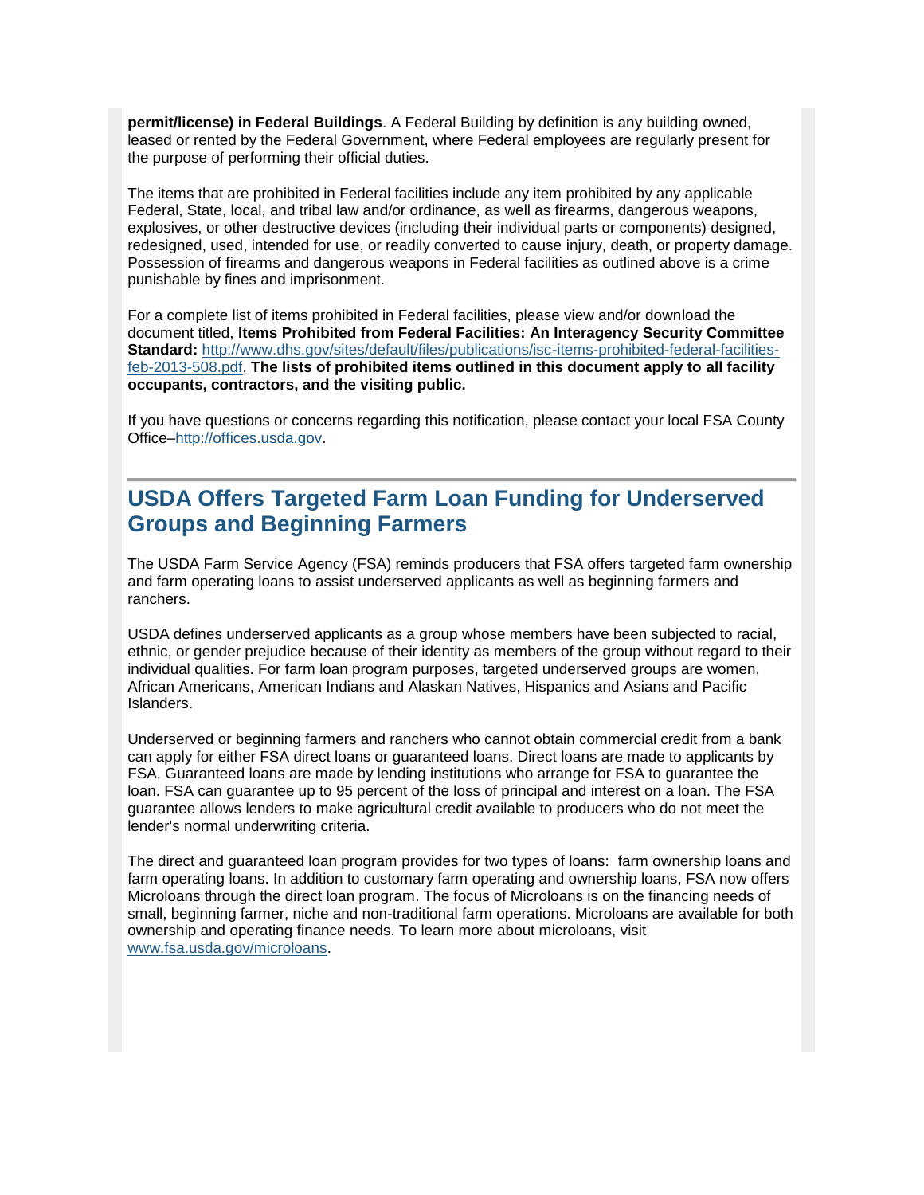**permit/license) in Federal Buildings**. A Federal Building by definition is any building owned, leased or rented by the Federal Government, where Federal employees are regularly present for the purpose of performing their official duties.

The items that are prohibited in Federal facilities include any item prohibited by any applicable Federal, State, local, and tribal law and/or ordinance, as well as firearms, dangerous weapons, explosives, or other destructive devices (including their individual parts or components) designed, redesigned, used, intended for use, or readily converted to cause injury, death, or property damage. Possession of firearms and dangerous weapons in Federal facilities as outlined above is a crime punishable by fines and imprisonment.

For a complete list of items prohibited in Federal facilities, please view and/or download the document titled, **Items Prohibited from Federal Facilities: An Interagency Security Committee Standard:** http://www.dhs.gov/sites/default/files/publications/isc-items-prohibited-federal-facilities-feb-2013-508.pdf. **The lists of prohibited items outlined in this document apply to all facility occupants, contractors, and the visiting public.**

If you have questions or concerns regarding this notification, please contact your local FSA County Office–http://offices.usda.gov.

## USDA Offers Targeted Farm Loan Funding for Underserved Groups and Beginning Farmers

The USDA Farm Service Agency (FSA) reminds producers that FSA offers targeted farm ownership and farm operating loans to assist underserved applicants as well as beginning farmers and ranchers.

USDA defines underserved applicants as a group whose members have been subjected to racial, ethnic, or gender prejudice because of their identity as members of the group without regard to their individual qualities. For farm loan program purposes, targeted underserved groups are women, African Americans, American Indians and Alaskan Natives, Hispanics and Asians and Pacific Islanders.

Underserved or beginning farmers and ranchers who cannot obtain commercial credit from a bank can apply for either FSA direct loans or guaranteed loans. Direct loans are made to applicants by FSA. Guaranteed loans are made by lending institutions who arrange for FSA to guarantee the loan. FSA can guarantee up to 95 percent of the loss of principal and interest on a loan. The FSA guarantee allows lenders to make agricultural credit available to producers who do not meet the lender's normal underwriting criteria.

The direct and guaranteed loan program provides for two types of loans: farm ownership loans and farm operating loans. In addition to customary farm operating and ownership loans, FSA now offers Microloans through the direct loan program. The focus of Microloans is on the financing needs of small, beginning farmer, niche and non-traditional farm operations. Microloans are available for both ownership and operating finance needs. To learn more about microloans, visit www.fsa.usda.gov/microloans.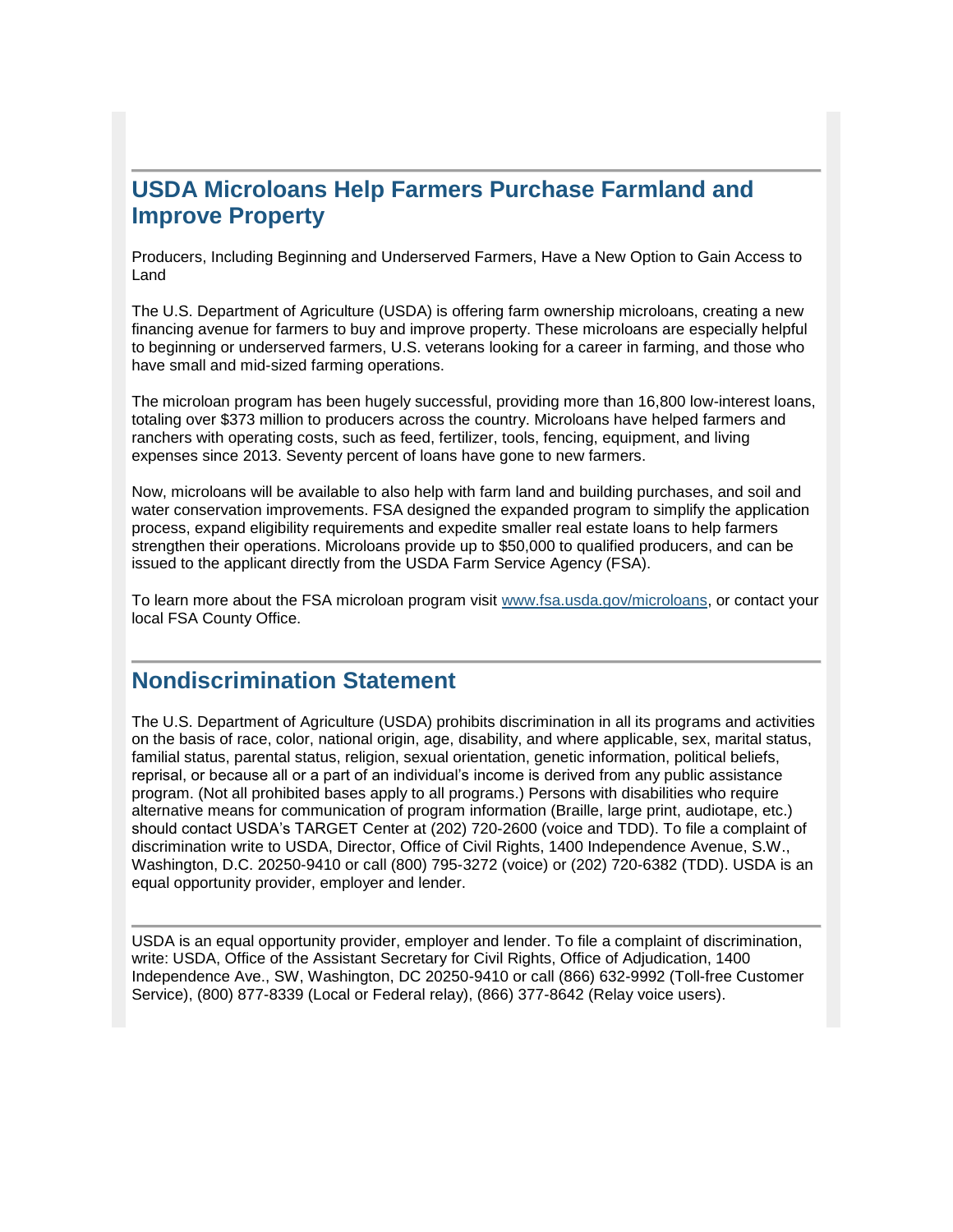## USDA Microloans Help Farmers Purchase Farmland and Improve Property

Producers, Including Beginning and Underserved Farmers, Have a New Option to Gain Access to Land

The U.S. Department of Agriculture (USDA) is offering farm ownership microloans, creating a new financing avenue for farmers to buy and improve property. These microloans are especially helpful to beginning or underserved farmers, U.S. veterans looking for a career in farming, and those who have small and mid-sized farming operations.

The microloan program has been hugely successful, providing more than 16,800 low-interest loans, totaling over $373 million to producers across the country. Microloans have helped farmers and ranchers with operating costs, such as feed, fertilizer, tools, fencing, equipment, and living expenses since 2013. Seventy percent of loans have gone to new farmers.

Now, microloans will be available to also help with farm land and building purchases, and soil and water conservation improvements. FSA designed the expanded program to simplify the application process, expand eligibility requirements and expedite smaller real estate loans to help farmers strengthen their operations. Microloans provide up to $50,000 to qualified producers, and can be issued to the applicant directly from the USDA Farm Service Agency (FSA).

To learn more about the FSA microloan program visit [www.fsa.usda.gov/microloans](http://www.fsa.usda.gov/microloans), or contact your local FSA County Office.

## Nondiscrimination Statement

The U.S. Department of Agriculture (USDA) prohibits discrimination in all its programs and activities on the basis of race, color, national origin, age, disability, and where applicable, sex, marital status, familial status, parental status, religion, sexual orientation, genetic information, political beliefs, reprisal, or because all or a part of an individual's income is derived from any public assistance program. (Not all prohibited bases apply to all programs.) Persons with disabilities who require alternative means for communication of program information (Braille, large print, audiotape, etc.) should contact USDA's TARGET Center at (202) 720-2600 (voice and TDD). To file a complaint of discrimination write to USDA, Director, Office of Civil Rights, 1400 Independence Avenue, S.W., Washington, D.C. 20250-9410 or call (800) 795-3272 (voice) or (202) 720-6382 (TDD). USDA is an equal opportunity provider, employer and lender.

---

USDA is an equal opportunity provider, employer and lender. To file a complaint of discrimination, write: USDA, Office of the Assistant Secretary for Civil Rights, Office of Adjudication, 1400 Independence Ave., SW, Washington, DC 20250-9410 or call (866) 632-9992 (Toll-free Customer Service), (800) 877-8339 (Local or Federal relay), (866) 377-8642 (Relay voice users).